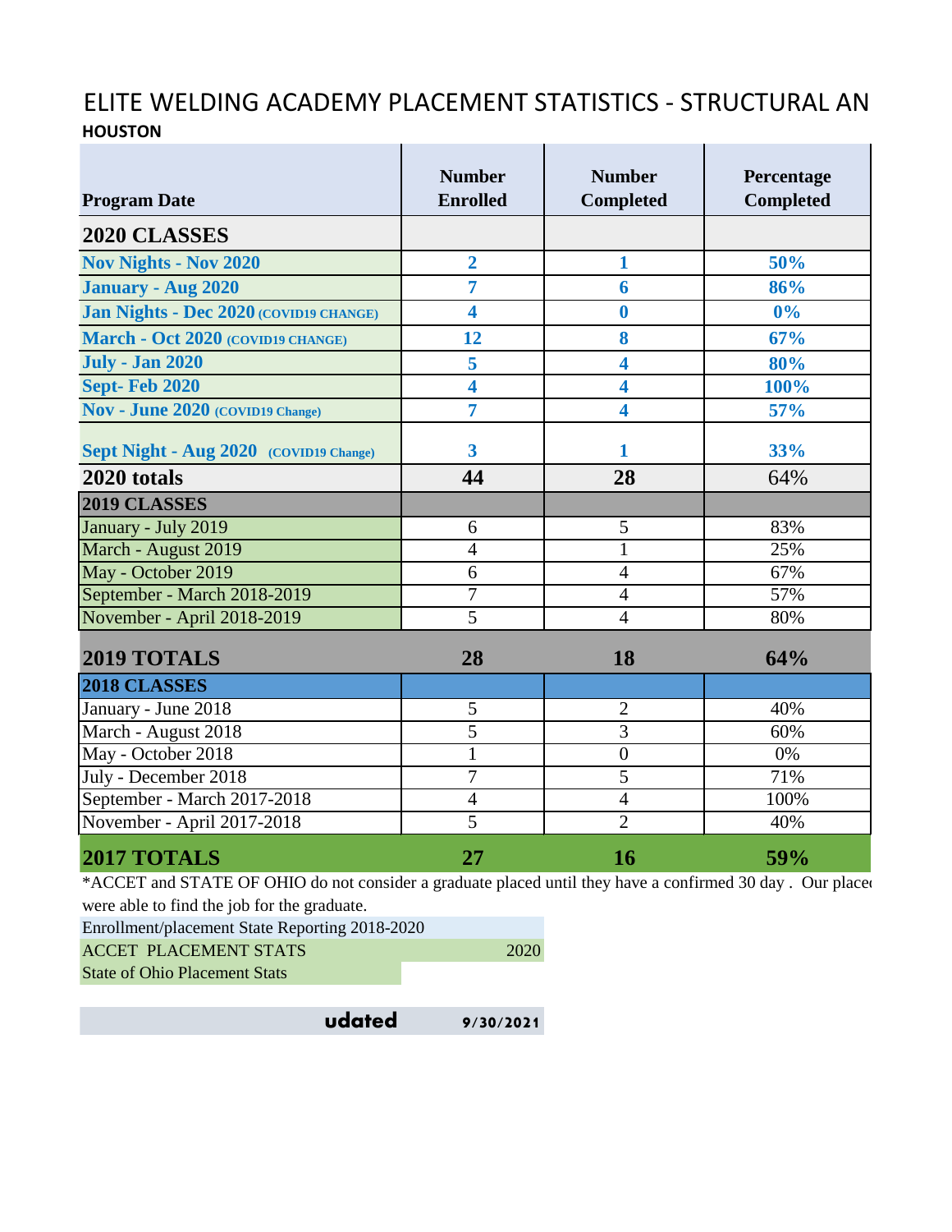# ELITE WELDING ACADEMY PLACEMENT STATISTICS - STRUCTURAL AN

**HOUSTON**

| Program Date | Number Enrolled | Number Completed | Percentage Completed |
|---|---|---|---|
| **2020 CLASSES** | | | |
| **Nov Nights - Nov 2020** | **2** | **1** | **50%** |
| **January - Aug 2020** | **7** | **6** | **86%** |
| **Jan Nights - Dec 2020 (COVID19 CHANGE)** | **4** | **0** | **0%** |
| **March - Oct 2020 (COVID19 CHANGE)** | **12** | **8** | **67%** |
| **July - Jan 2020** | **5** | **4** | **80%** |
| **Sept- Feb 2020** | **4** | **4** | **100%** |
| **Nov - June 2020 (COVID19 Change)** | **7** | **4** | **57%** |
| **Sept Night - Aug 2020 (COVID19 Change)** | **3** | **1** | **33%** |
| **2020 totals** | **44** | **28** | 64% |
| **2019 CLASSES** | | | |
| January - July 2019 | 6 | 5 | 83% |
| March - August 2019 | 4 | 1 | 25% |
| May - October 2019 | 6 | 4 | 67% |
| September - March 2018-2019 | 7 | 4 | 57% |
| November - April 2018-2019 | 5 | 4 | 80% |
| **2019 TOTALS** | **28** | **18** | **64%** |
| **2018 CLASSES** | | | |
| January - June 2018 | 5 | 2 | 40% |
| March - August 2018 | 5 | 3 | 60% |
| May - October 2018 | 1 | 0 | 0% |
| July - December 2018 | 7 | 5 | 71% |
| September - March 2017-2018 | 4 | 4 | 100% |
| November - April 2017-2018 | 5 | 2 | 40% |
| **2017 TOTALS** | **27** | **16** | **59%** |

*ACCET and STATE OF OHIO do not consider a graduate placed until they have a confirmed 30 day . Our place were able to find the job for the graduate.

| Enrollment/placement State Reporting 2018-2020 | |
|---|---|
| ACCET PLACEMENT STATS | 2020 |
| State of Ohio Placement Stats | |

**udated** **9/30/2021**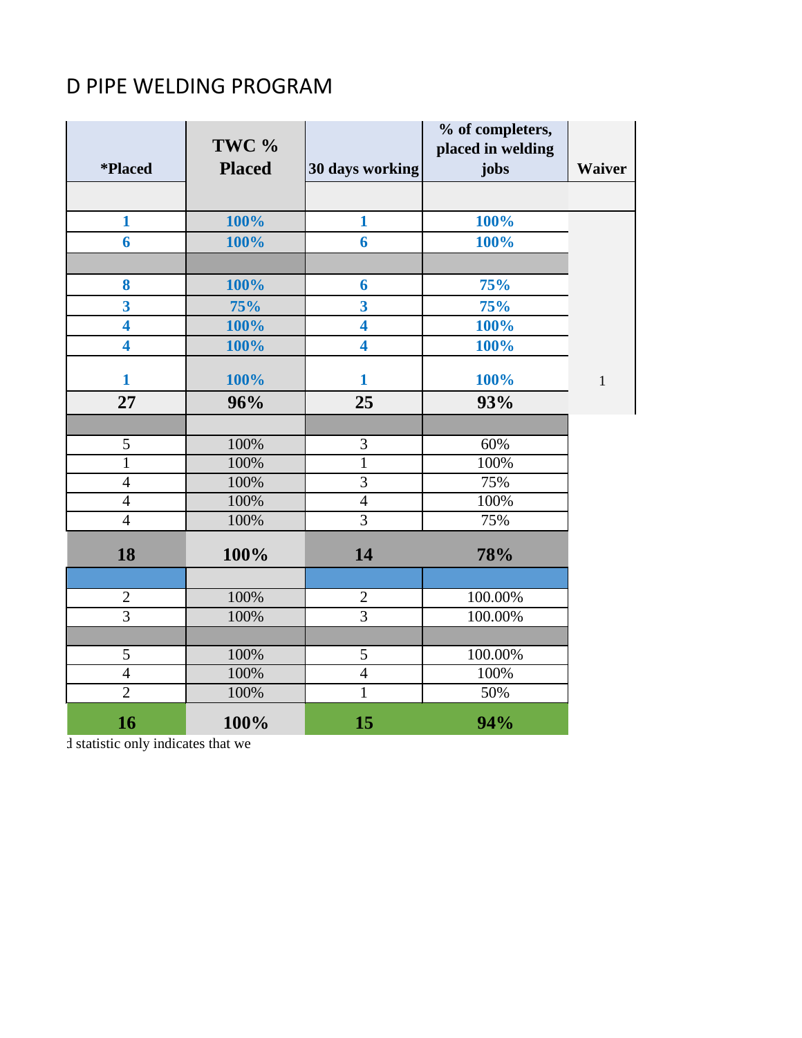D PIPE WELDING PROGRAM

| *Placed | TWC % Placed | 30 days working | % of completers, placed in welding jobs | Waiver |
|---|---|---|---|---|
| | | | | |
| 1 | 100% | 1 | 100% | |
| 6 | 100% | 6 | 100% | |
| | | | | |
| 8 | 100% | 6 | 75% | |
| 3 | 75% | 3 | 75% | |
| 4 | 100% | 4 | 100% | |
| 4 | 100% | 4 | 100% | |
| 1 | 100% | 1 | 100% | 1 |
| **27** | **96%** | **25** | **93%** | |
| | | | | |
| 5 | 100% | 3 | 60% | |
| 1 | 100% | 1 | 100% | |
| 4 | 100% | 3 | 75% | |
| 4 | 100% | 4 | 100% | |
| 4 | 100% | 3 | 75% | |
| **18** | **100%** | **14** | **78%** | |
| | | | | |
| 2 | 100% | 2 | 100.00% | |
| 3 | 100% | 3 | 100.00% | |
| | | | | |
| 5 | 100% | 5 | 100.00% | |
| 4 | 100% | 4 | 100% | |
| 2 | 100% | 1 | 50% | |
| **16** | **100%** | **15** | **94%** | |

d statistic only indicates that we